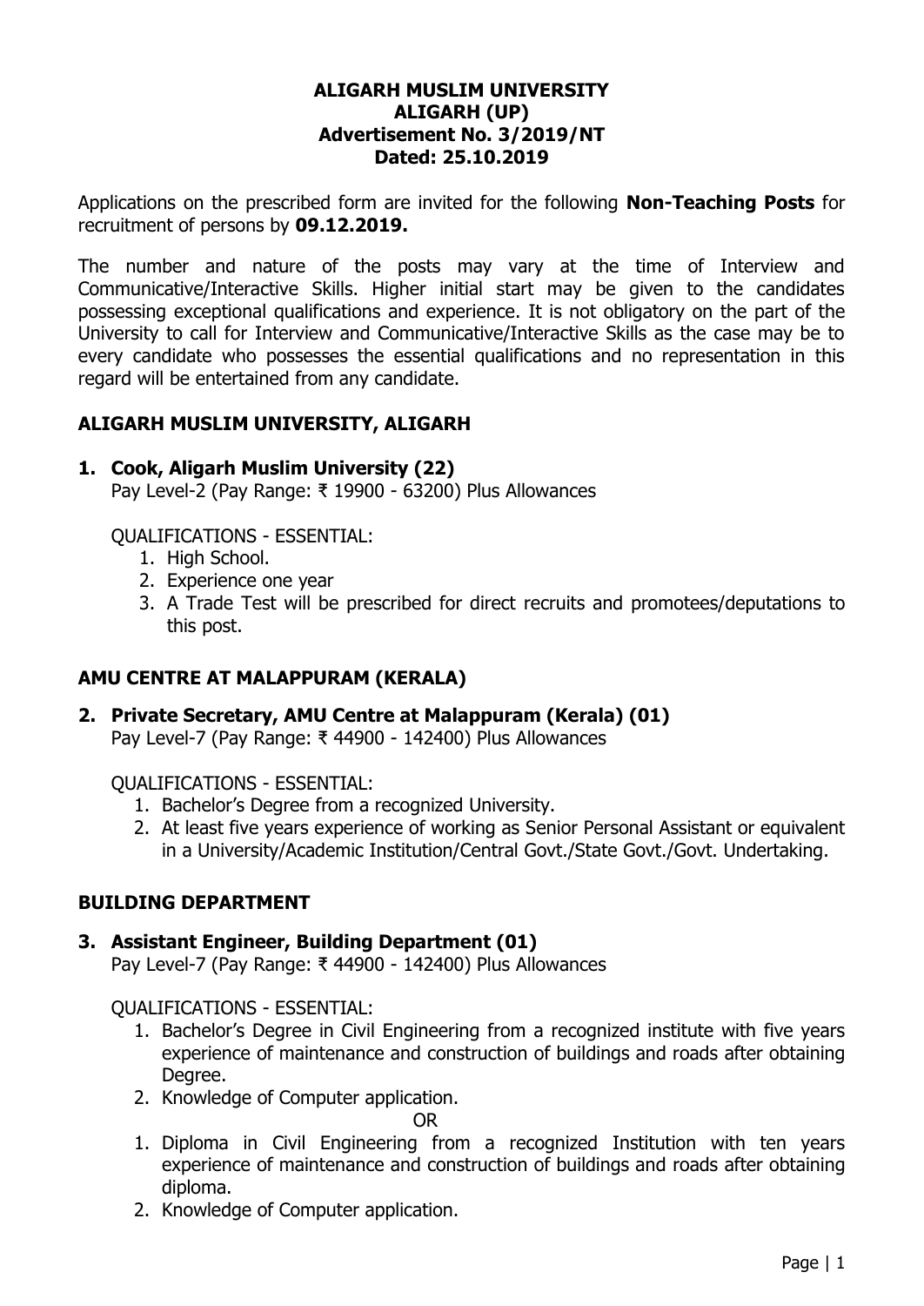**ALIGARH MUSLIM UNIVERSITY**
**ALIGARH (UP)**
**Advertisement No. 3/2019/NT**
**Dated: 25.10.2019**

Applications on the prescribed form are invited for the following **Non-Teaching Posts** for recruitment of persons by **09.12.2019.**

The number and nature of the posts may vary at the time of Interview and Communicative/Interactive Skills. Higher initial start may be given to the candidates possessing exceptional qualifications and experience. It is not obligatory on the part of the University to call for Interview and Communicative/Interactive Skills as the case may be to every candidate who possesses the essential qualifications and no representation in this regard will be entertained from any candidate.

## ALIGARH MUSLIM UNIVERSITY, ALIGARH

### 1. Cook, Aligarh Muslim University (22)

Pay Level-2 (Pay Range: ₹ 19900 - 63200) Plus Allowances

QUALIFICATIONS - ESSENTIAL:

1. High School.
2. Experience one year
3. A Trade Test will be prescribed for direct recruits and promotees/deputations to this post.

## AMU CENTRE AT MALAPPURAM (KERALA)

### 2. Private Secretary, AMU Centre at Malappuram (Kerala) (01)

Pay Level-7 (Pay Range: ₹ 44900 - 142400) Plus Allowances

QUALIFICATIONS - ESSENTIAL:

1. Bachelor's Degree from a recognized University.
2. At least five years experience of working as Senior Personal Assistant or equivalent in a University/Academic Institution/Central Govt./State Govt./Govt. Undertaking.

## BUILDING DEPARTMENT

### 3. Assistant Engineer, Building Department (01)

Pay Level-7 (Pay Range: ₹ 44900 - 142400) Plus Allowances

QUALIFICATIONS - ESSENTIAL:

1. Bachelor's Degree in Civil Engineering from a recognized institute with five years experience of maintenance and construction of buildings and roads after obtaining Degree.
2. Knowledge of Computer application.

OR

1. Diploma in Civil Engineering from a recognized Institution with ten years experience of maintenance and construction of buildings and roads after obtaining diploma.
2. Knowledge of Computer application.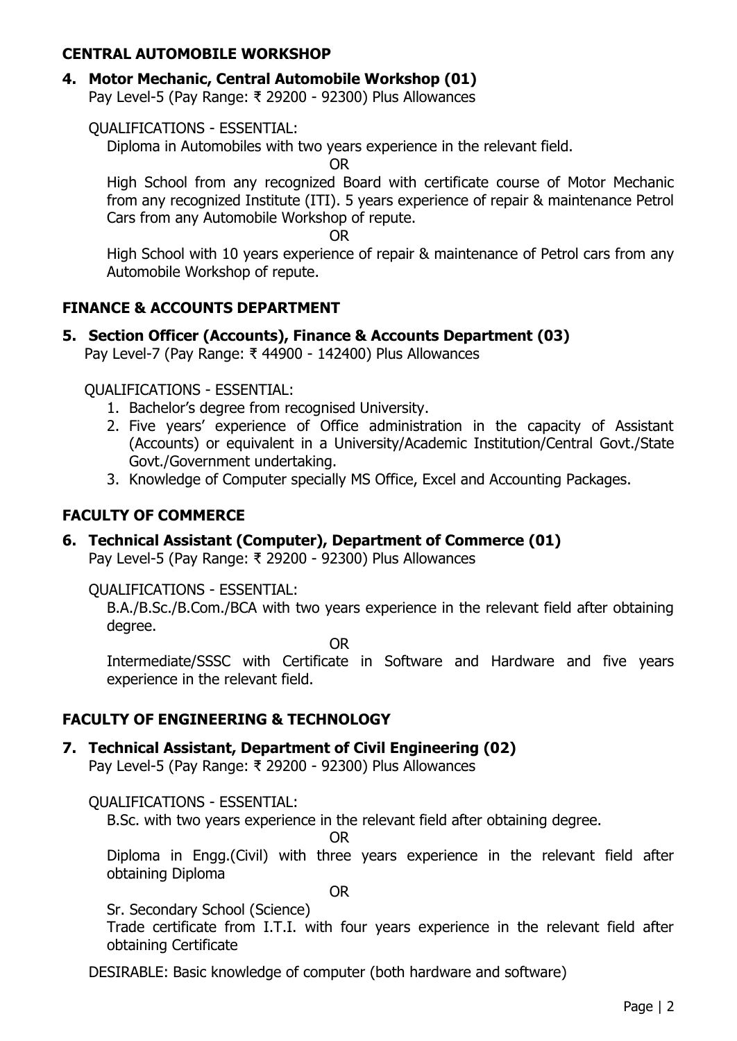## CENTRAL AUTOMOBILE WORKSHOP

### 4. Motor Mechanic, Central Automobile Workshop (01)

Pay Level-5 (Pay Range: ₹ 29200 - 92300) Plus Allowances

QUALIFICATIONS - ESSENTIAL:

Diploma in Automobiles with two years experience in the relevant field.

OR

High School from any recognized Board with certificate course of Motor Mechanic from any recognized Institute (ITI). 5 years experience of repair & maintenance Petrol Cars from any Automobile Workshop of repute.

OR

High School with 10 years experience of repair & maintenance of Petrol cars from any Automobile Workshop of repute.

## FINANCE & ACCOUNTS DEPARTMENT

### 5. Section Officer (Accounts), Finance & Accounts Department (03)

Pay Level-7 (Pay Range: ₹ 44900 - 142400) Plus Allowances

QUALIFICATIONS - ESSENTIAL:

1. Bachelor's degree from recognised University.
2. Five years' experience of Office administration in the capacity of Assistant (Accounts) or equivalent in a University/Academic Institution/Central Govt./State Govt./Government undertaking.
3. Knowledge of Computer specially MS Office, Excel and Accounting Packages.

## FACULTY OF COMMERCE

### 6. Technical Assistant (Computer), Department of Commerce (01)

Pay Level-5 (Pay Range: ₹ 29200 - 92300) Plus Allowances

QUALIFICATIONS - ESSENTIAL:

B.A./B.Sc./B.Com./BCA with two years experience in the relevant field after obtaining degree.

OR

Intermediate/SSSC with Certificate in Software and Hardware and five years experience in the relevant field.

## FACULTY OF ENGINEERING & TECHNOLOGY

### 7. Technical Assistant, Department of Civil Engineering (02)

Pay Level-5 (Pay Range: ₹ 29200 - 92300) Plus Allowances

QUALIFICATIONS - ESSENTIAL:

B.Sc. with two years experience in the relevant field after obtaining degree.

OR

Diploma in Engg.(Civil) with three years experience in the relevant field after obtaining Diploma

OR

Sr. Secondary School (Science)

Trade certificate from I.T.I. with four years experience in the relevant field after obtaining Certificate

DESIRABLE: Basic knowledge of computer (both hardware and software)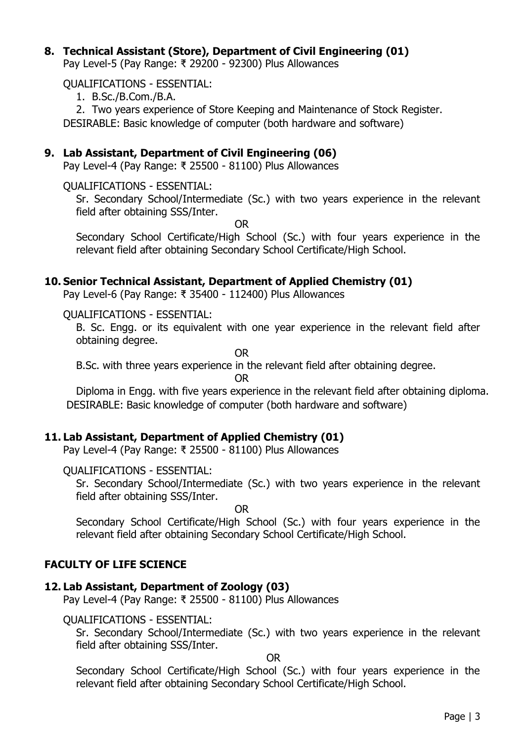### 8. Technical Assistant (Store), Department of Civil Engineering (01)

Pay Level-5 (Pay Range: ₹ 29200 - 92300) Plus Allowances

QUALIFICATIONS - ESSENTIAL:

1. B.Sc./B.Com./B.A.
2. Two years experience of Store Keeping and Maintenance of Stock Register.

DESIRABLE: Basic knowledge of computer (both hardware and software)

### 9. Lab Assistant, Department of Civil Engineering (06)

Pay Level-4 (Pay Range: ₹ 25500 - 81100) Plus Allowances

QUALIFICATIONS - ESSENTIAL:

Sr. Secondary School/Intermediate (Sc.) with two years experience in the relevant field after obtaining SSS/Inter.

OR

Secondary School Certificate/High School (Sc.) with four years experience in the relevant field after obtaining Secondary School Certificate/High School.

### 10. Senior Technical Assistant, Department of Applied Chemistry (01)

Pay Level-6 (Pay Range: ₹ 35400 - 112400) Plus Allowances

QUALIFICATIONS - ESSENTIAL:

B. Sc. Engg. or its equivalent with one year experience in the relevant field after obtaining degree.

OR

B.Sc. with three years experience in the relevant field after obtaining degree.

OR

Diploma in Engg. with five years experience in the relevant field after obtaining diploma.

DESIRABLE: Basic knowledge of computer (both hardware and software)

### 11. Lab Assistant, Department of Applied Chemistry (01)

Pay Level-4 (Pay Range: ₹ 25500 - 81100) Plus Allowances

QUALIFICATIONS - ESSENTIAL:

Sr. Secondary School/Intermediate (Sc.) with two years experience in the relevant field after obtaining SSS/Inter.

OR

Secondary School Certificate/High School (Sc.) with four years experience in the relevant field after obtaining Secondary School Certificate/High School.

## FACULTY OF LIFE SCIENCE

### 12. Lab Assistant, Department of Zoology (03)

Pay Level-4 (Pay Range: ₹ 25500 - 81100) Plus Allowances

QUALIFICATIONS - ESSENTIAL:

Sr. Secondary School/Intermediate (Sc.) with two years experience in the relevant field after obtaining SSS/Inter.

OR

Secondary School Certificate/High School (Sc.) with four years experience in the relevant field after obtaining Secondary School Certificate/High School.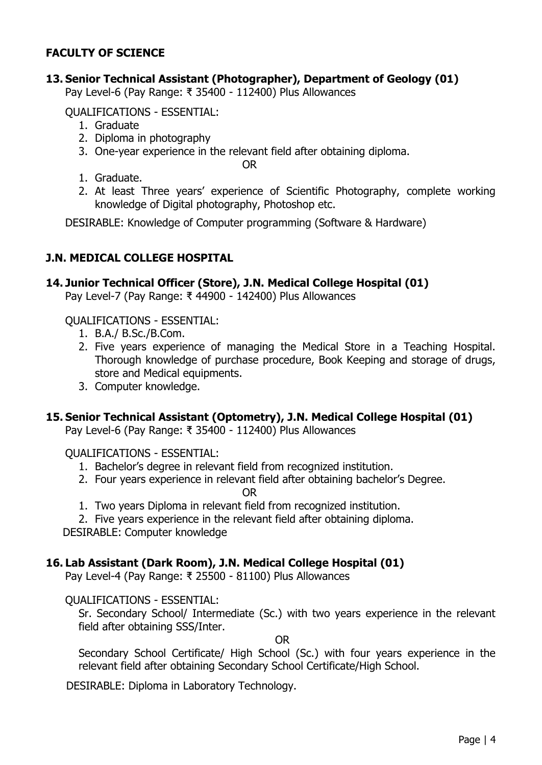## FACULTY OF SCIENCE

### 13. Senior Technical Assistant (Photographer), Department of Geology (01)

Pay Level-6 (Pay Range: ₹ 35400 - 112400) Plus Allowances

QUALIFICATIONS - ESSENTIAL:

1. Graduate
2. Diploma in photography
3. One-year experience in the relevant field after obtaining diploma.

OR

1. Graduate.
2. At least Three years' experience of Scientific Photography, complete working knowledge of Digital photography, Photoshop etc.

DESIRABLE: Knowledge of Computer programming (Software & Hardware)

## J.N. MEDICAL COLLEGE HOSPITAL

### 14. Junior Technical Officer (Store), J.N. Medical College Hospital (01)

Pay Level-7 (Pay Range: ₹ 44900 - 142400) Plus Allowances

QUALIFICATIONS - ESSENTIAL:

1. B.A./ B.Sc./B.Com.
2. Five years experience of managing the Medical Store in a Teaching Hospital. Thorough knowledge of purchase procedure, Book Keeping and storage of drugs, store and Medical equipments.
3. Computer knowledge.

### 15. Senior Technical Assistant (Optometry), J.N. Medical College Hospital (01)

Pay Level-6 (Pay Range: ₹ 35400 - 112400) Plus Allowances

QUALIFICATIONS - ESSENTIAL:

1. Bachelor's degree in relevant field from recognized institution.
2. Four years experience in relevant field after obtaining bachelor's Degree.

OR

1. Two years Diploma in relevant field from recognized institution.
2. Five years experience in the relevant field after obtaining diploma.

DESIRABLE: Computer knowledge

### 16. Lab Assistant (Dark Room), J.N. Medical College Hospital (01)

Pay Level-4 (Pay Range: ₹ 25500 - 81100) Plus Allowances

QUALIFICATIONS - ESSENTIAL:

Sr. Secondary School/ Intermediate (Sc.) with two years experience in the relevant field after obtaining SSS/Inter.

OR

Secondary School Certificate/ High School (Sc.) with four years experience in the relevant field after obtaining Secondary School Certificate/High School.

DESIRABLE: Diploma in Laboratory Technology.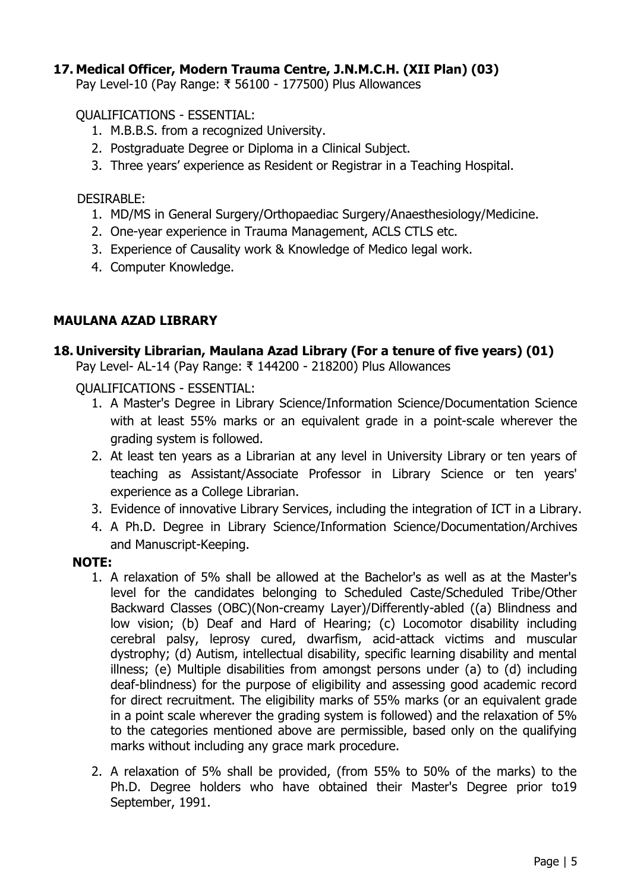### 17. Medical Officer, Modern Trauma Centre, J.N.M.C.H. (XII Plan) (03)

Pay Level-10 (Pay Range: ₹ 56100 - 177500) Plus Allowances

QUALIFICATIONS - ESSENTIAL:

1. M.B.B.S. from a recognized University.
2. Postgraduate Degree or Diploma in a Clinical Subject.
3. Three years' experience as Resident or Registrar in a Teaching Hospital.

DESIRABLE:

1. MD/MS in General Surgery/Orthopaediac Surgery/Anaesthesiology/Medicine.
2. One-year experience in Trauma Management, ACLS CTLS etc.
3. Experience of Causality work & Knowledge of Medico legal work.
4. Computer Knowledge.

## MAULANA AZAD LIBRARY

### 18. University Librarian, Maulana Azad Library (For a tenure of five years) (01)

Pay Level- AL-14 (Pay Range: ₹ 144200 - 218200) Plus Allowances

QUALIFICATIONS - ESSENTIAL:

1. A Master's Degree in Library Science/Information Science/Documentation Science with at least 55% marks or an equivalent grade in a point-scale wherever the grading system is followed.
2. At least ten years as a Librarian at any level in University Library or ten years of teaching as Assistant/Associate Professor in Library Science or ten years' experience as a College Librarian.
3. Evidence of innovative Library Services, including the integration of ICT in a Library.
4. A Ph.D. Degree in Library Science/Information Science/Documentation/Archives and Manuscript-Keeping.

**NOTE:**

1. A relaxation of 5% shall be allowed at the Bachelor's as well as at the Master's level for the candidates belonging to Scheduled Caste/Scheduled Tribe/Other Backward Classes (OBC)(Non-creamy Layer)/Differently-abled ((a) Blindness and low vision; (b) Deaf and Hard of Hearing; (c) Locomotor disability including cerebral palsy, leprosy cured, dwarfism, acid-attack victims and muscular dystrophy; (d) Autism, intellectual disability, specific learning disability and mental illness; (e) Multiple disabilities from amongst persons under (a) to (d) including deaf-blindness) for the purpose of eligibility and assessing good academic record for direct recruitment. The eligibility marks of 55% marks (or an equivalent grade in a point scale wherever the grading system is followed) and the relaxation of 5% to the categories mentioned above are permissible, based only on the qualifying marks without including any grace mark procedure.

2. A relaxation of 5% shall be provided, (from 55% to 50% of the marks) to the Ph.D. Degree holders who have obtained their Master's Degree prior to19 September, 1991.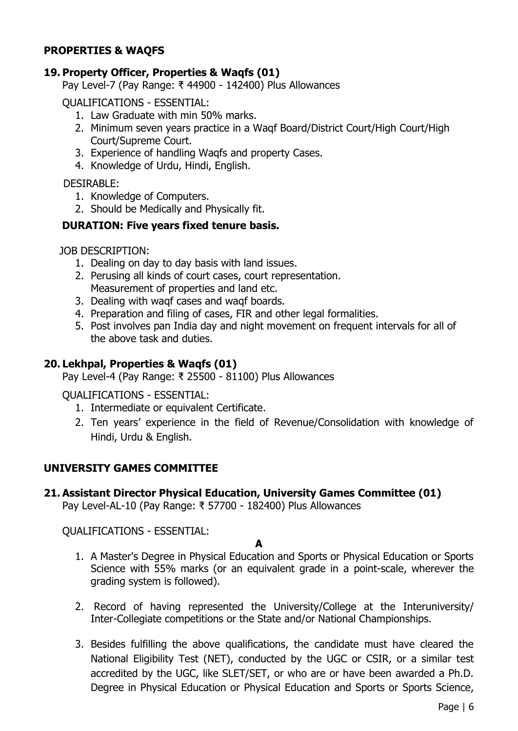## PROPERTIES & WAQFS

### 19. Property Officer, Properties & Waqfs (01)

Pay Level-7 (Pay Range: ₹ 44900 - 142400) Plus Allowances

QUALIFICATIONS - ESSENTIAL:

1. Law Graduate with min 50% marks.
2. Minimum seven years practice in a Waqf Board/District Court/High Court/High Court/Supreme Court.
3. Experience of handling Waqfs and property Cases.
4. Knowledge of Urdu, Hindi, English.

DESIRABLE:

1. Knowledge of Computers.
2. Should be Medically and Physically fit.

**DURATION: Five years fixed tenure basis.**

JOB DESCRIPTION:

1. Dealing on day to day basis with land issues.
2. Perusing all kinds of court cases, court representation. Measurement of properties and land etc.
3. Dealing with waqf cases and waqf boards.
4. Preparation and filing of cases, FIR and other legal formalities.
5. Post involves pan India day and night movement on frequent intervals for all of the above task and duties.

### 20. Lekhpal, Properties & Waqfs (01)

Pay Level-4 (Pay Range: ₹ 25500 - 81100) Plus Allowances

QUALIFICATIONS - ESSENTIAL:

1. Intermediate or equivalent Certificate.
2. Ten years' experience in the field of Revenue/Consolidation with knowledge of Hindi, Urdu & English.

## UNIVERSITY GAMES COMMITTEE

### 21. Assistant Director Physical Education, University Games Committee (01)

Pay Level-AL-10 (Pay Range: ₹ 57700 - 182400) Plus Allowances

QUALIFICATIONS - ESSENTIAL:

**A**

1. A Master's Degree in Physical Education and Sports or Physical Education or Sports Science with 55% marks (or an equivalent grade in a point-scale, wherever the grading system is followed).

2. Record of having represented the University/College at the Interuniversity/ Inter-Collegiate competitions or the State and/or National Championships.

3. Besides fulfilling the above qualifications, the candidate must have cleared the National Eligibility Test (NET), conducted by the UGC or CSIR, or a similar test accredited by the UGC, like SLET/SET, or who are or have been awarded a Ph.D. Degree in Physical Education or Physical Education and Sports or Sports Science,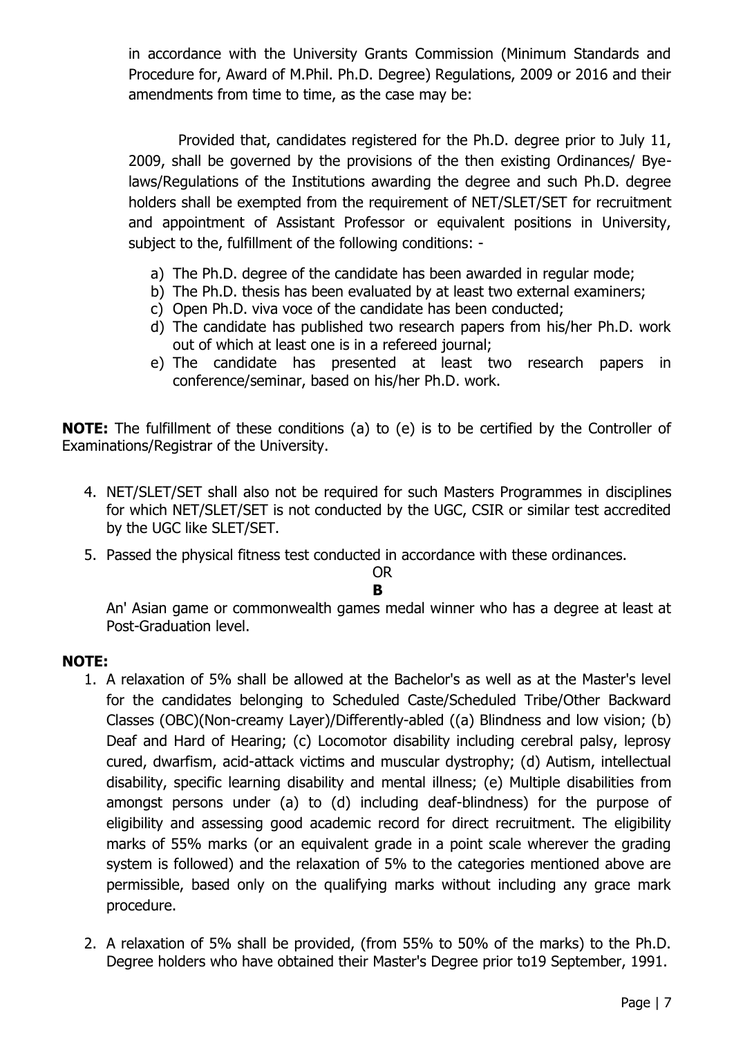in accordance with the University Grants Commission (Minimum Standards and Procedure for, Award of M.Phil. Ph.D. Degree) Regulations, 2009 or 2016 and their amendments from time to time, as the case may be:

Provided that, candidates registered for the Ph.D. degree prior to July 11, 2009, shall be governed by the provisions of the then existing Ordinances/ Bye-laws/Regulations of the Institutions awarding the degree and such Ph.D. degree holders shall be exempted from the requirement of NET/SLET/SET for recruitment and appointment of Assistant Professor or equivalent positions in University, subject to the, fulfillment of the following conditions: -

a) The Ph.D. degree of the candidate has been awarded in regular mode;
b) The Ph.D. thesis has been evaluated by at least two external examiners;
c) Open Ph.D. viva voce of the candidate has been conducted;
d) The candidate has published two research papers from his/her Ph.D. work out of which at least one is in a refereed journal;
e) The candidate has presented at least two research papers in conference/seminar, based on his/her Ph.D. work.

**NOTE:** The fulfillment of these conditions (a) to (e) is to be certified by the Controller of Examinations/Registrar of the University.

4. NET/SLET/SET shall also not be required for such Masters Programmes in disciplines for which NET/SLET/SET is not conducted by the UGC, CSIR or similar test accredited by the UGC like SLET/SET.
5. Passed the physical fitness test conducted in accordance with these ordinances.

OR

**B**

An' Asian game or commonwealth games medal winner who has a degree at least at Post-Graduation level.

**NOTE:**

1. A relaxation of 5% shall be allowed at the Bachelor's as well as at the Master's level for the candidates belonging to Scheduled Caste/Scheduled Tribe/Other Backward Classes (OBC)(Non-creamy Layer)/Differently-abled ((a) Blindness and low vision; (b) Deaf and Hard of Hearing; (c) Locomotor disability including cerebral palsy, leprosy cured, dwarfism, acid-attack victims and muscular dystrophy; (d) Autism, intellectual disability, specific learning disability and mental illness; (e) Multiple disabilities from amongst persons under (a) to (d) including deaf-blindness) for the purpose of eligibility and assessing good academic record for direct recruitment. The eligibility marks of 55% marks (or an equivalent grade in a point scale wherever the grading system is followed) and the relaxation of 5% to the categories mentioned above are permissible, based only on the qualifying marks without including any grace mark procedure.

2. A relaxation of 5% shall be provided, (from 55% to 50% of the marks) to the Ph.D. Degree holders who have obtained their Master's Degree prior to19 September, 1991.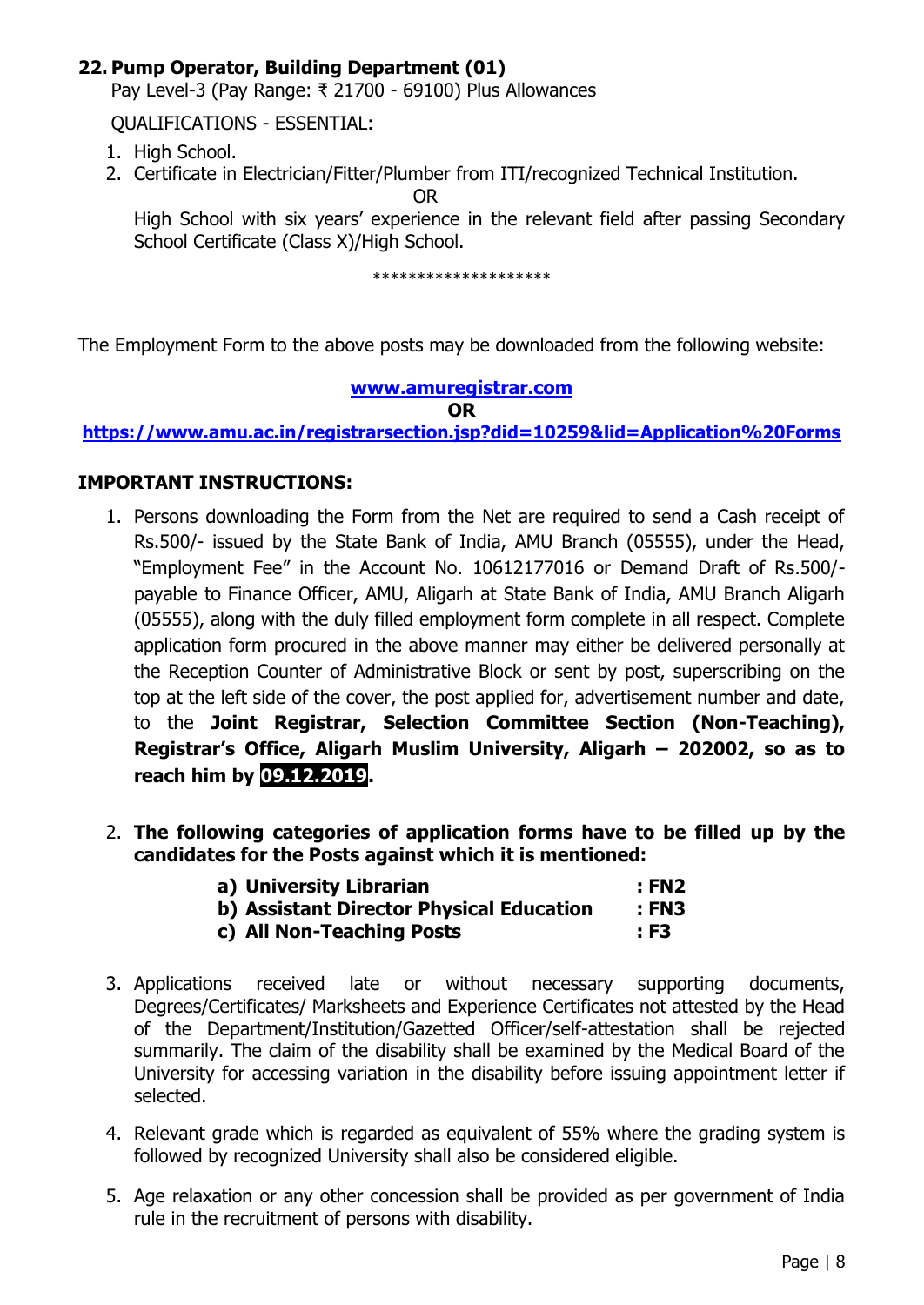**22. Pump Operator, Building Department (01)**

Pay Level-3 (Pay Range: ₹ 21700 - 69100) Plus Allowances

QUALIFICATIONS - ESSENTIAL:

1. High School.
2. Certificate in Electrician/Fitter/Plumber from ITI/recognized Technical Institution.

   OR

   High School with six years' experience in the relevant field after passing Secondary School Certificate (Class X)/High School.

********************

The Employment Form to the above posts may be downloaded from the following website:

**www.amuregistrar.com**

**OR**

**https://www.amu.ac.in/registrarsection.jsp?did=10259&lid=Application%20Forms**

**IMPORTANT INSTRUCTIONS:**

1. Persons downloading the Form from the Net are required to send a Cash receipt of Rs.500/- issued by the State Bank of India, AMU Branch (05555), under the Head, "Employment Fee" in the Account No. 10612177016 or Demand Draft of Rs.500/- payable to Finance Officer, AMU, Aligarh at State Bank of India, AMU Branch Aligarh (05555), along with the duly filled employment form complete in all respect. Complete application form procured in the above manner may either be delivered personally at the Reception Counter of Administrative Block or sent by post, superscribing on the top at the left side of the cover, the post applied for, advertisement number and date, to the **Joint Registrar, Selection Committee Section (Non-Teaching), Registrar's Office, Aligarh Muslim University, Aligarh – 202002, so as to reach him by 09.12.2019.**

2. **The following categories of application forms have to be filled up by the candidates for the Posts against which it is mentioned:**

   **a) University Librarian : FN2**
   **b) Assistant Director Physical Education : FN3**
   **c) All Non-Teaching Posts : F3**

3. Applications received late or without necessary supporting documents, Degrees/Certificates/ Marksheets and Experience Certificates not attested by the Head of the Department/Institution/Gazetted Officer/self-attestation shall be rejected summarily. The claim of the disability shall be examined by the Medical Board of the University for accessing variation in the disability before issuing appointment letter if selected.

4. Relevant grade which is regarded as equivalent of 55% where the grading system is followed by recognized University shall also be considered eligible.

5. Age relaxation or any other concession shall be provided as per government of India rule in the recruitment of persons with disability.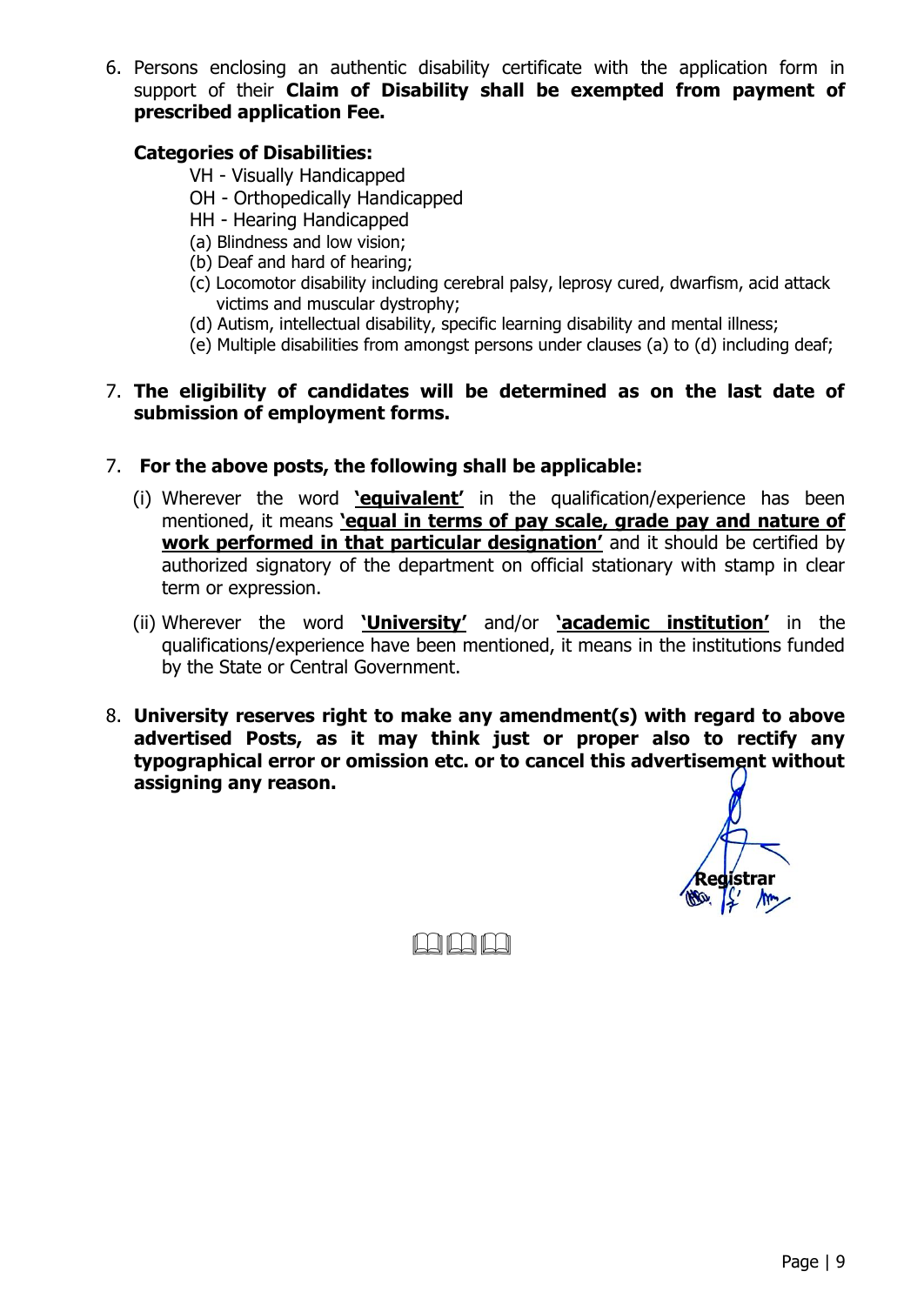6. Persons enclosing an authentic disability certificate with the application form in support of their **Claim of Disability shall be exempted from payment of prescribed application Fee.**

   **Categories of Disabilities:**

   VH - Visually Handicapped
   OH - Orthopedically Handicapped
   HH - Hearing Handicapped
   (a) Blindness and low vision;
   (b) Deaf and hard of hearing;
   (c) Locomotor disability including cerebral palsy, leprosy cured, dwarfism, acid attack victims and muscular dystrophy;
   (d) Autism, intellectual disability, specific learning disability and mental illness;
   (e) Multiple disabilities from amongst persons under clauses (a) to (d) including deaf;

7. **The eligibility of candidates will be determined as on the last date of submission of employment forms.**

7. **For the above posts, the following shall be applicable:**

   (i) Wherever the word **'equivalent'** in the qualification/experience has been mentioned, it means **'equal in terms of pay scale, grade pay and nature of work performed in that particular designation'** and it should be certified by authorized signatory of the department on official stationary with stamp in clear term or expression.

   (ii) Wherever the word **'University'** and/or **'academic institution'** in the qualifications/experience have been mentioned, it means in the institutions funded by the State or Central Government.

8. **University reserves right to make any amendment(s) with regard to above advertised Posts, as it may think just or proper also to rectify any typographical error or omission etc. or to cancel this advertisement without assigning any reason.**

**Registrar**